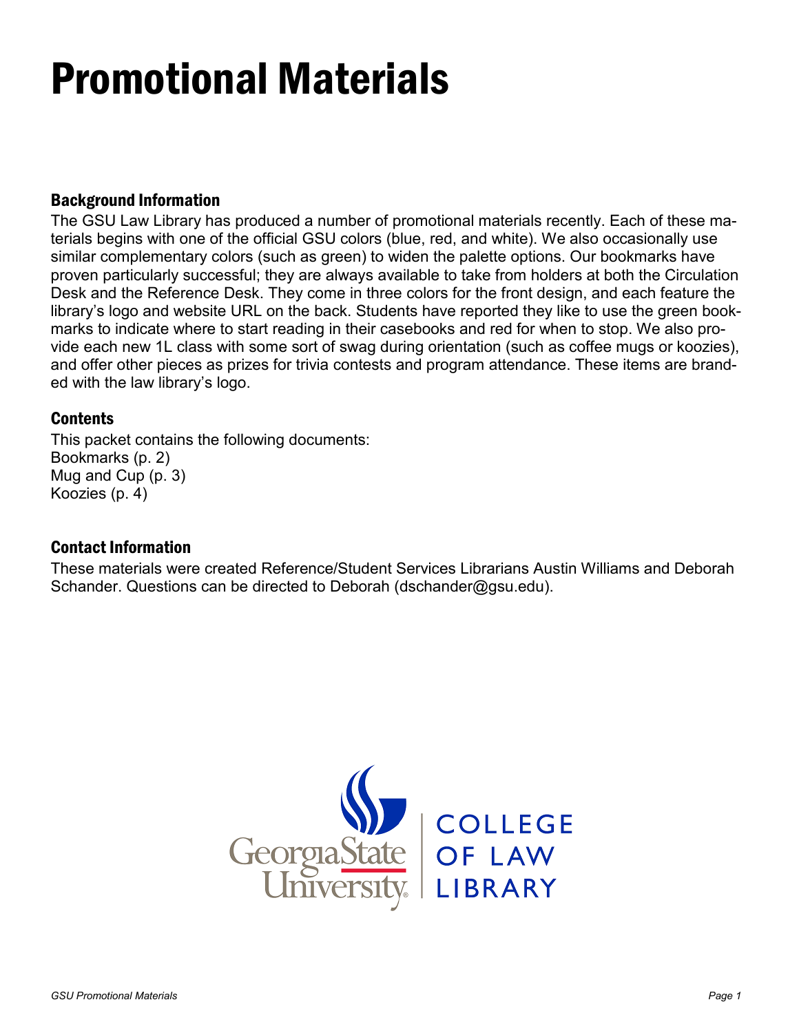# Promotional Materials

## Background Information

The GSU Law Library has produced a number of promotional materials recently. Each of these materials begins with one of the official GSU colors (blue, red, and white). We also occasionally use similar complementary colors (such as green) to widen the palette options. Our bookmarks have proven particularly successful; they are always available to take from holders at both the Circulation Desk and the Reference Desk. They come in three colors for the front design, and each feature the library's logo and website URL on the back. Students have reported they like to use the green bookmarks to indicate where to start reading in their casebooks and red for when to stop. We also provide each new 1L class with some sort of swag during orientation (such as coffee mugs or koozies), and offer other pieces as prizes for trivia contests and program attendance. These items are branded with the law library's logo.

## Contents

This packet contains the following documents:
Bookmarks (p. 2)
Mug and Cup (p. 3)
Koozies (p. 4)

## Contact Information

These materials were created Reference/Student Services Librarians Austin Williams and Deborah Schander. Questions can be directed to Deborah (dschander@gsu.edu).

Georgia State University | COLLEGE OF LAW LIBRARY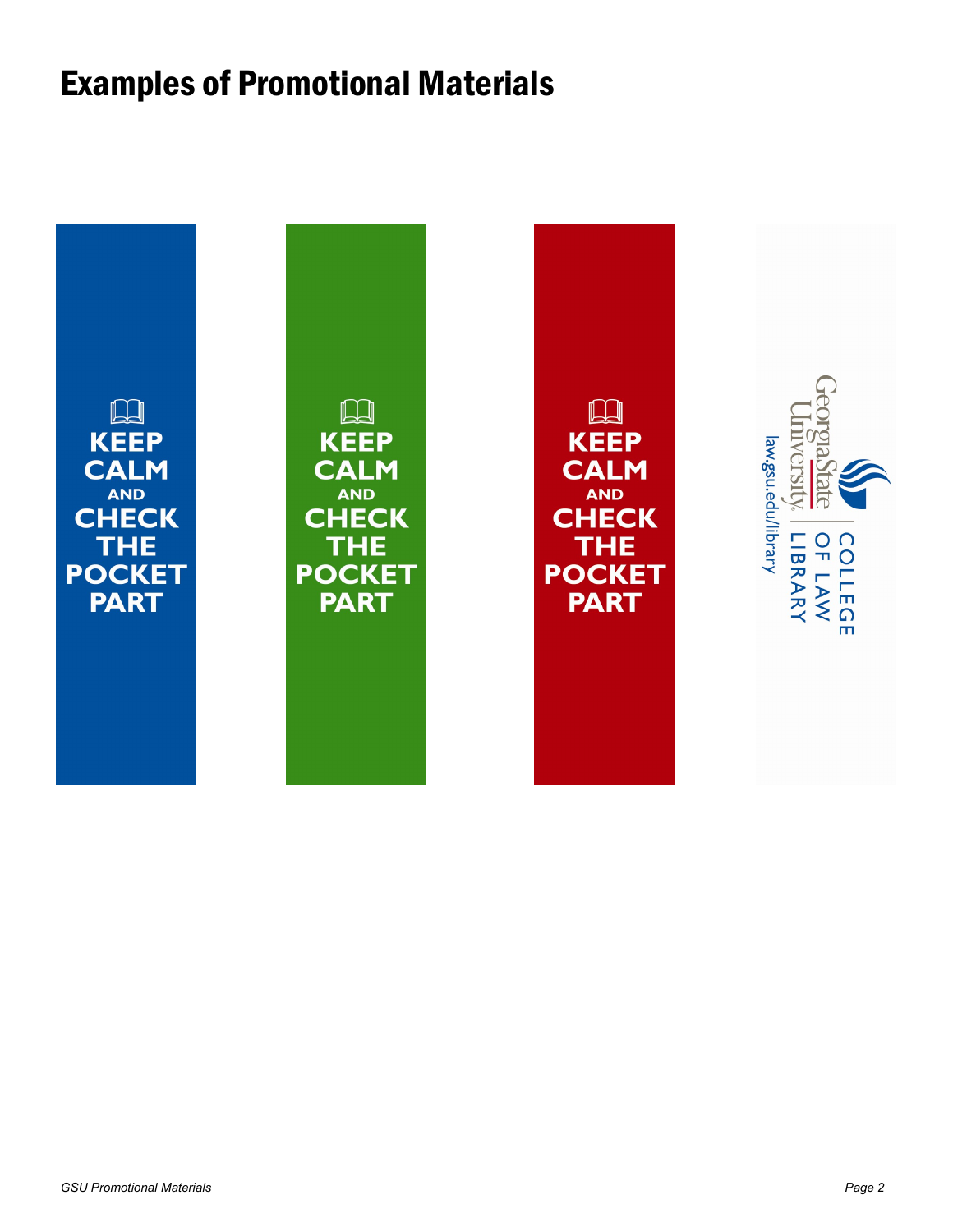# Examples of Promotional Materials

KEEP CALM AND CHECK THE POCKET PART

KEEP CALM AND CHECK THE POCKET PART

KEEP CALM AND CHECK THE POCKET PART

Georgia State University | COLLEGE OF LAW LIBRARY

law.gsu.edu/library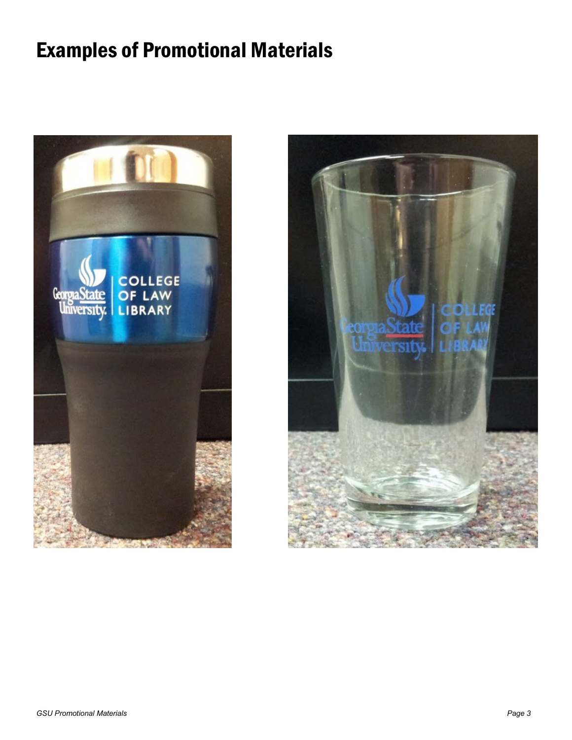# Examples of Promotional Materials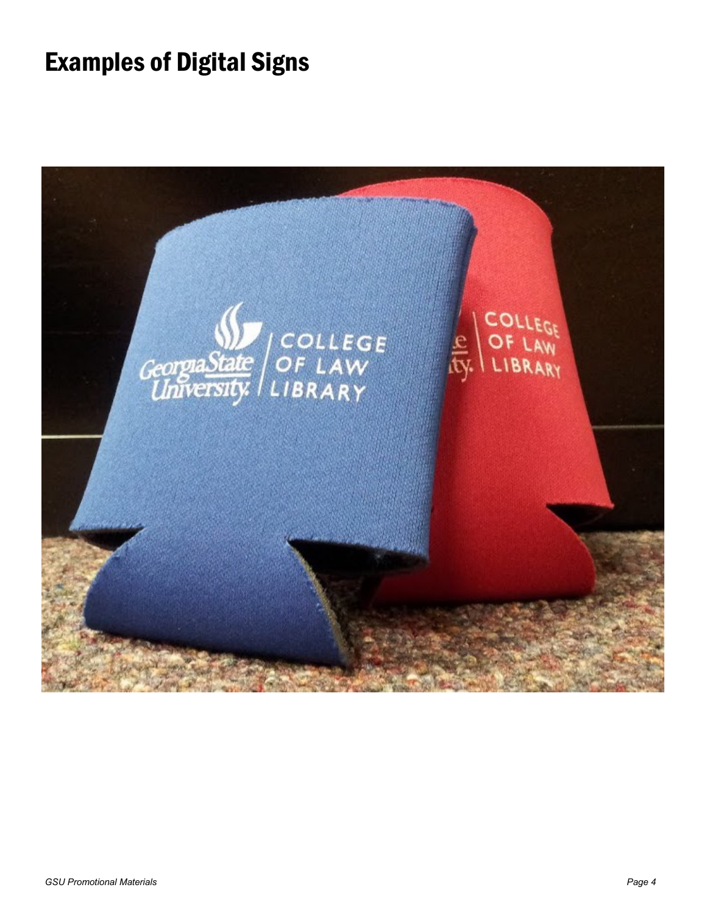# Examples of Digital Signs